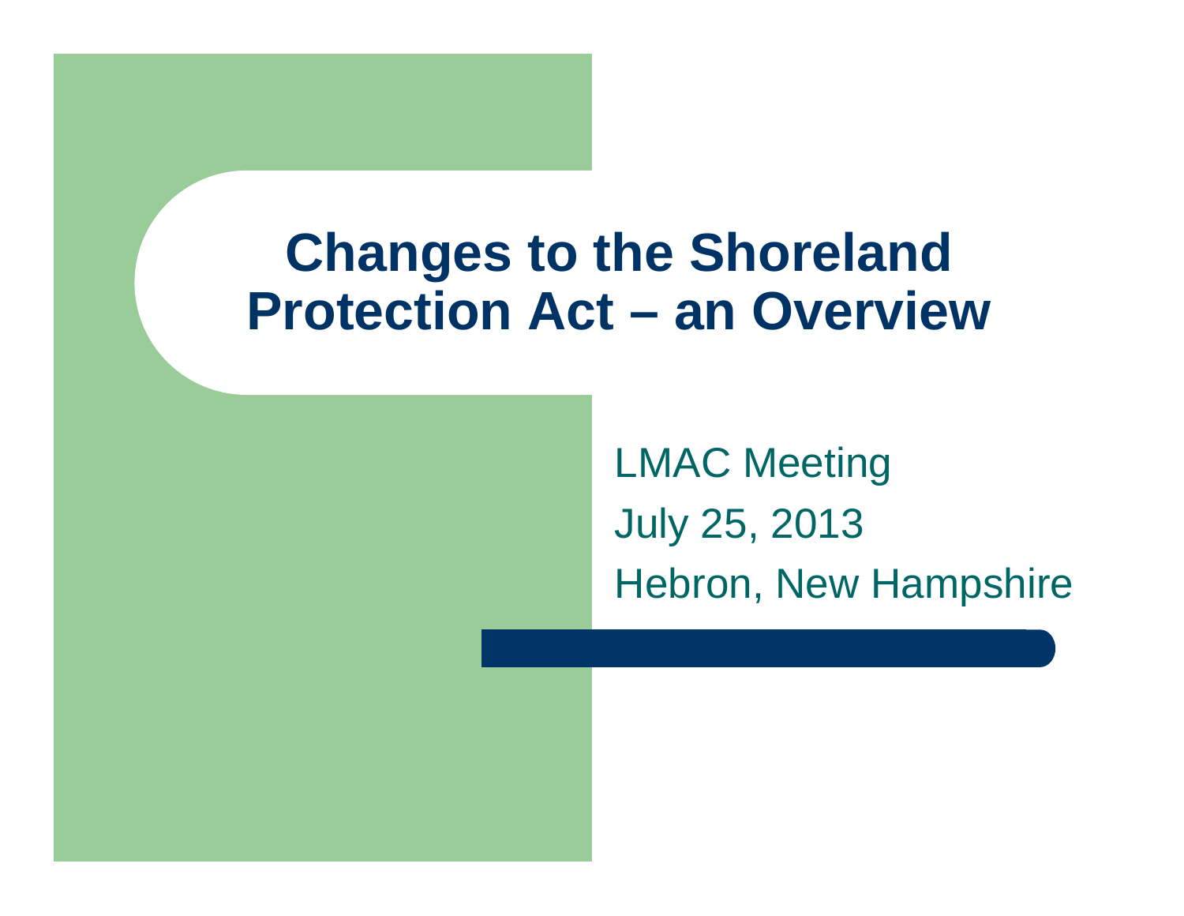# Changes to the Shoreland Protection Act – an Overview

LMAC Meeting

July 25, 2013

Hebron, New Hampshire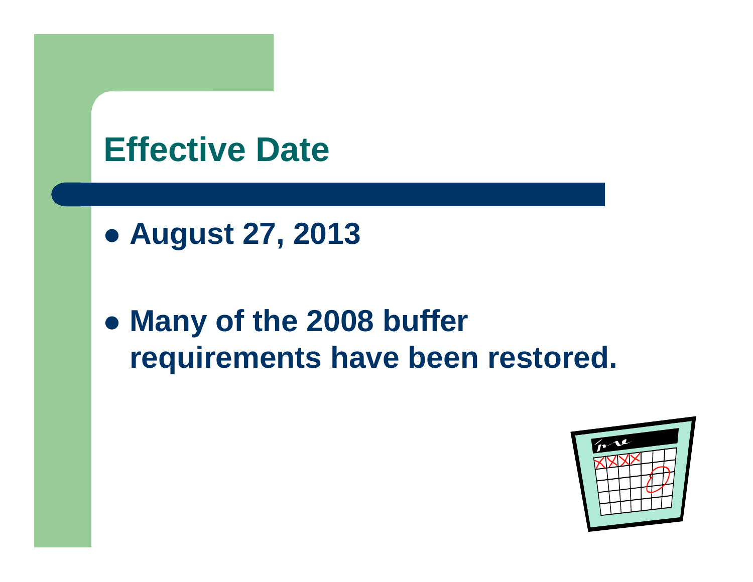# Effective Date

- **August 27, 2013**

- **Many of the 2008 buffer requirements have been restored.**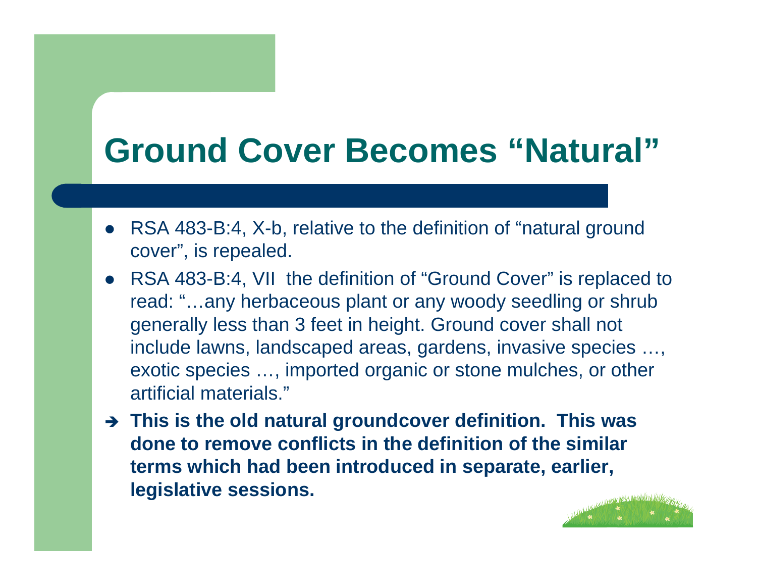# Ground Cover Becomes "Natural"

- RSA 483-B:4, X-b, relative to the definition of "natural ground cover", is repealed.
- RSA 483-B:4, VII the definition of "Ground Cover" is replaced to read: "…any herbaceous plant or any woody seedling or shrub generally less than 3 feet in height. Ground cover shall not include lawns, landscaped areas, gardens, invasive species …, exotic species …, imported organic or stone mulches, or other artificial materials."

➔ **This is the old natural groundcover definition. This was done to remove conflicts in the definition of the similar terms which had been introduced in separate, earlier, legislative sessions.**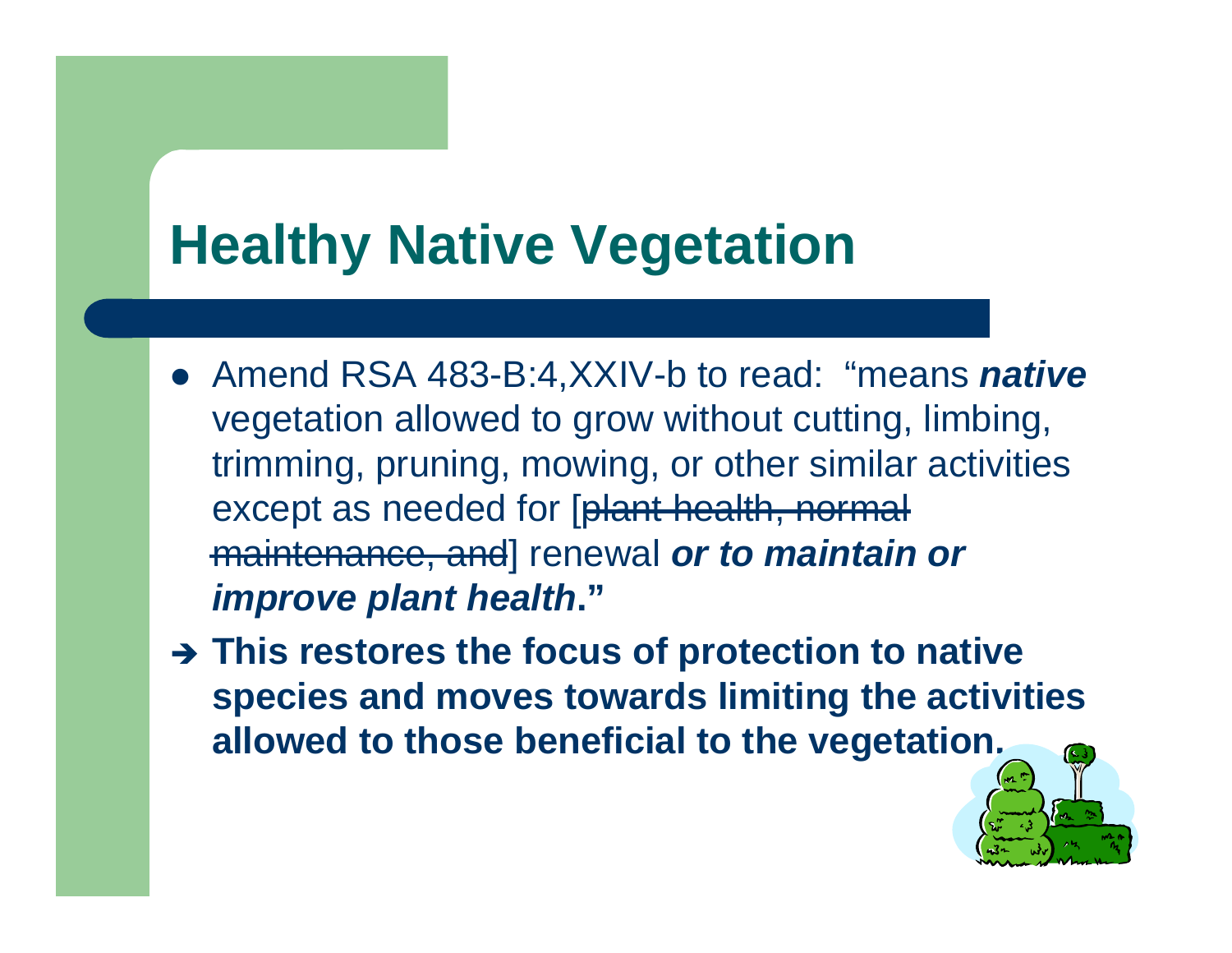# Healthy Native Vegetation

- Amend RSA 483-B:4,XXIV-b to read: "means ***native*** vegetation allowed to grow without cutting, limbing, trimming, pruning, mowing, or other similar activities except as needed for [~~plant health, normal maintenance, and~~] renewal ***or to maintain or improve plant health*****."**

➔ **This restores the focus of protection to native species and moves towards limiting the activities allowed to those beneficial to the vegetation.**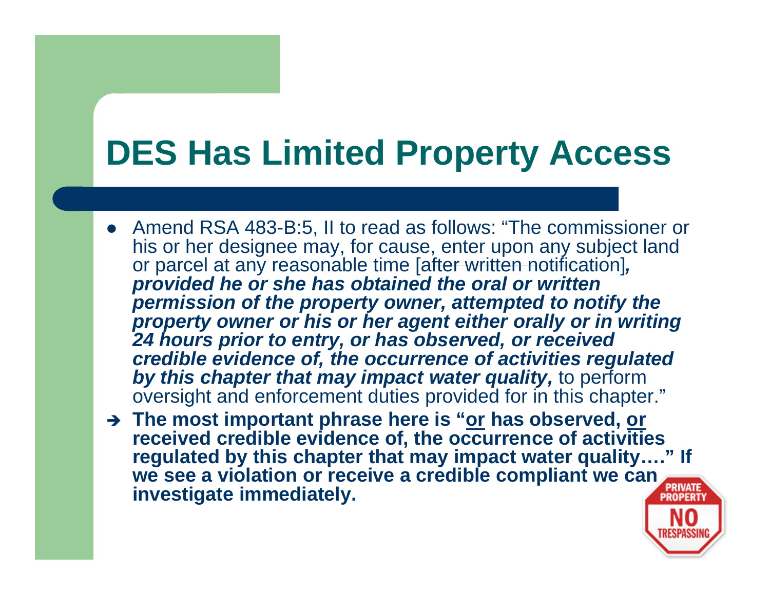# DES Has Limited Property Access

- Amend RSA 483-B:5, II to read as follows: "The commissioner or his or her designee may, for cause, enter upon any subject land or parcel at any reasonable time [~~after written notification~~]***, provided he or she has obtained the oral or written permission of the property owner, attempted to notify the property owner or his or her agent either orally or in writing 24 hours prior to entry, or has observed, or received credible evidence of, the occurrence of activities regulated by this chapter that may impact water quality,*** to perform oversight and enforcement duties provided for in this chapter."

➔ **The most important phrase here is "<u>or</u> has observed, <u>or</u> received credible evidence of, the occurrence of activities regulated by this chapter that may impact water quality…." If we see a violation or receive a credible compliant we can investigate immediately.**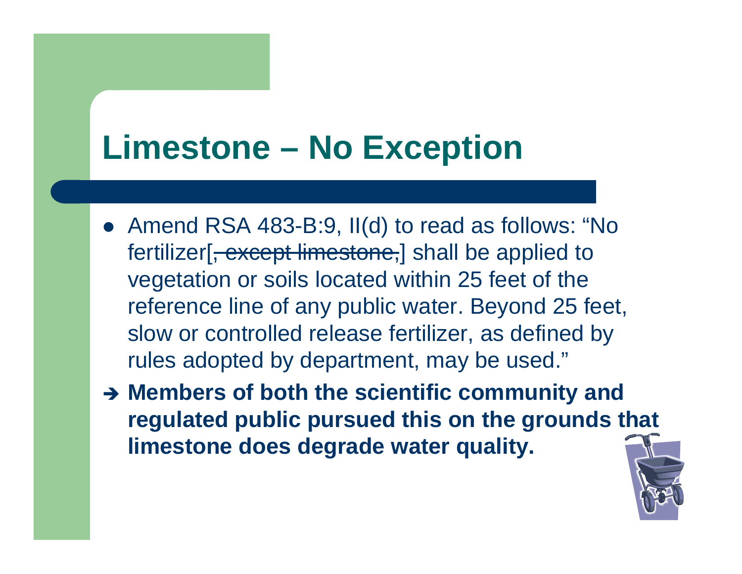# Limestone – No Exception

- Amend RSA 483-B:9, II(d) to read as follows: "No fertilizer[~~, except limestone,~~] shall be applied to vegetation or soils located within 25 feet of the reference line of any public water. Beyond 25 feet, slow or controlled release fertilizer, as defined by rules adopted by department, may be used."

➔ **Members of both the scientific community and regulated public pursued this on the grounds that limestone does degrade water quality.**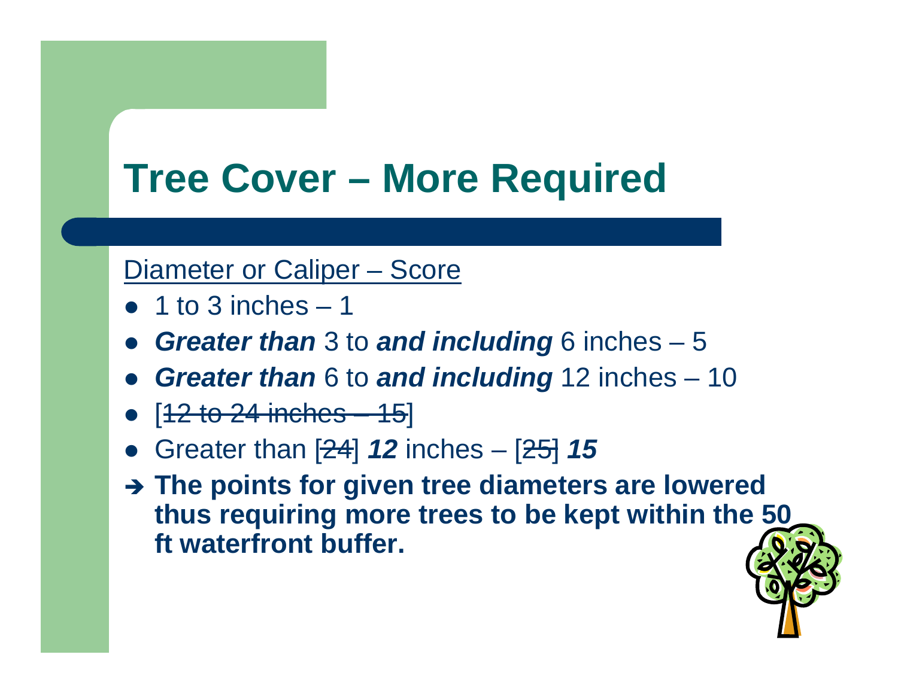# Tree Cover – More Required

<u>Diameter or Caliper – Score</u>

- 1 to 3 inches – 1
- ***Greater than*** 3 to ***and including*** 6 inches – 5
- ***Greater than*** 6 to ***and including*** 12 inches – 10
- [~~12 to 24 inches – 15~~]
- Greater than [~~24~~] ***12*** inches – [~~25~~] ***15***

➔ **The points for given tree diameters are lowered thus requiring more trees to be kept within the 50 ft waterfront buffer.**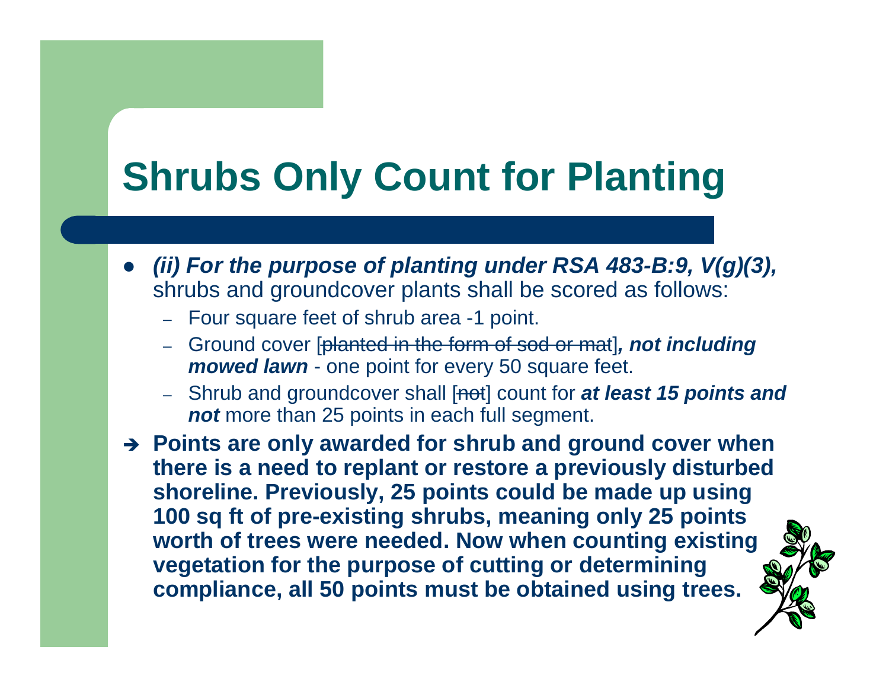# Shrubs Only Count for Planting

- ***(ii) For the purpose of planting under RSA 483-B:9, V(g)(3),*** shrubs and groundcover plants shall be scored as follows:
  - Four square feet of shrub area -1 point.
  - Ground cover [~~planted in the form of sod or mat~~]***, not including mowed lawn*** - one point for every 50 square feet.
  - Shrub and groundcover shall [~~not~~] count for ***at least 15 points and not*** more than 25 points in each full segment.

➔ **Points are only awarded for shrub and ground cover when there is a need to replant or restore a previously disturbed shoreline. Previously, 25 points could be made up using 100 sq ft of pre-existing shrubs, meaning only 25 points worth of trees were needed. Now when counting existing vegetation for the purpose of cutting or determining compliance, all 50 points must be obtained using trees.**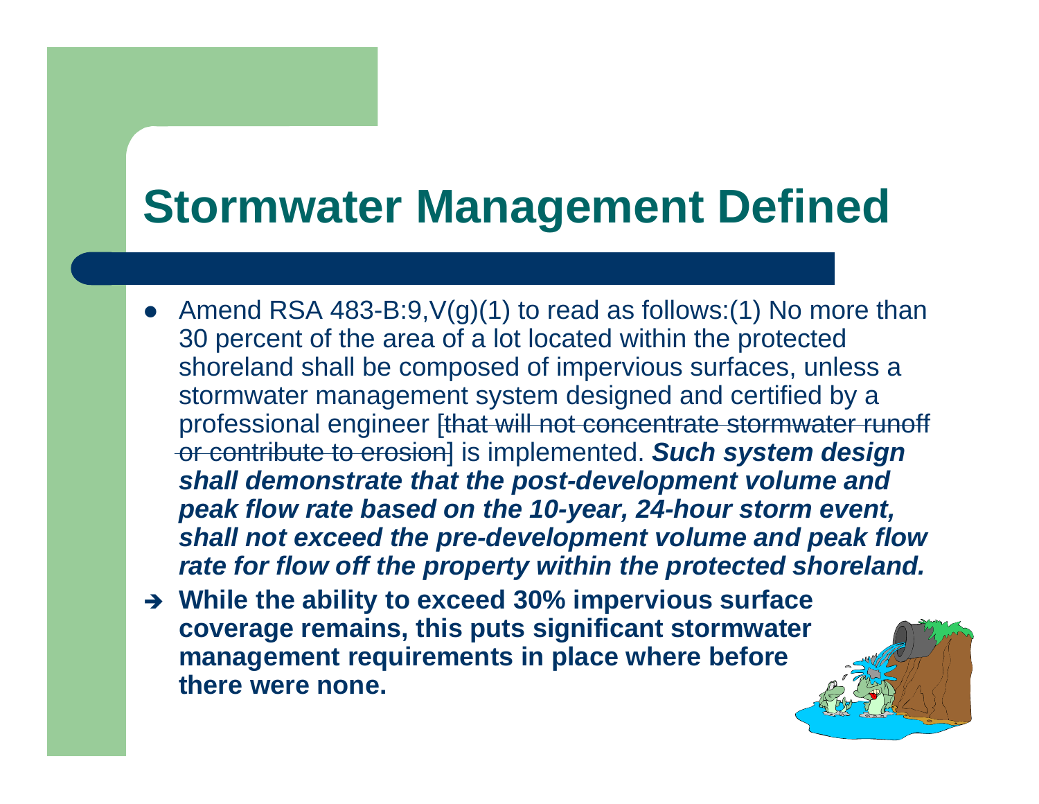# Stormwater Management Defined

- Amend RSA 483-B:9,V(g)(1) to read as follows:(1) No more than 30 percent of the area of a lot located within the protected shoreland shall be composed of impervious surfaces, unless a stormwater management system designed and certified by a professional engineer [~~that will not concentrate stormwater runoff or contribute to erosion~~] is implemented. ***Such system design shall demonstrate that the post-development volume and peak flow rate based on the 10-year, 24-hour storm event, shall not exceed the pre-development volume and peak flow rate for flow off the property within the protected shoreland.***

➔ **While the ability to exceed 30% impervious surface coverage remains, this puts significant stormwater management requirements in place where before there were none.**